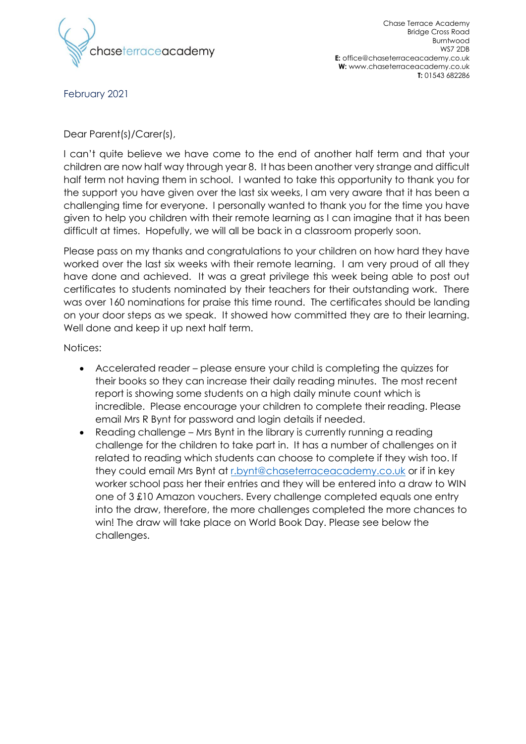chaseterraceacademy

Chase Terrace Academy
Bridge Cross Road
Burntwood
WS7 2DB
**E:** office@chaseterraceacademy.co.uk
**W:** www.chaseterraceacademy.co.uk
**T:** 01543 682286

February 2021

Dear Parent(s)/Carer(s),

I can't quite believe we have come to the end of another half term and that your children are now half way through year 8. It has been another very strange and difficult half term not having them in school. I wanted to take this opportunity to thank you for the support you have given over the last six weeks, I am very aware that it has been a challenging time for everyone. I personally wanted to thank you for the time you have given to help you children with their remote learning as I can imagine that it has been difficult at times. Hopefully, we will all be back in a classroom properly soon.

Please pass on my thanks and congratulations to your children on how hard they have worked over the last six weeks with their remote learning. I am very proud of all they have done and achieved. It was a great privilege this week being able to post out certificates to students nominated by their teachers for their outstanding work. There was over 160 nominations for praise this time round. The certificates should be landing on your door steps as we speak. It showed how committed they are to their learning. Well done and keep it up next half term.

Notices:

- Accelerated reader – please ensure your child is completing the quizzes for their books so they can increase their daily reading minutes. The most recent report is showing some students on a high daily minute count which is incredible. Please encourage your children to complete their reading. Please email Mrs R Bynt for password and login details if needed.
- Reading challenge – Mrs Bynt in the library is currently running a reading challenge for the children to take part in. It has a number of challenges on it related to reading which students can choose to complete if they wish too. If they could email Mrs Bynt at r.bynt@chaseterraceacademy.co.uk or if in key worker school pass her their entries and they will be entered into a draw to WIN one of 3 £10 Amazon vouchers. Every challenge completed equals one entry into the draw, therefore, the more challenges completed the more chances to win! The draw will take place on World Book Day. Please see below the challenges.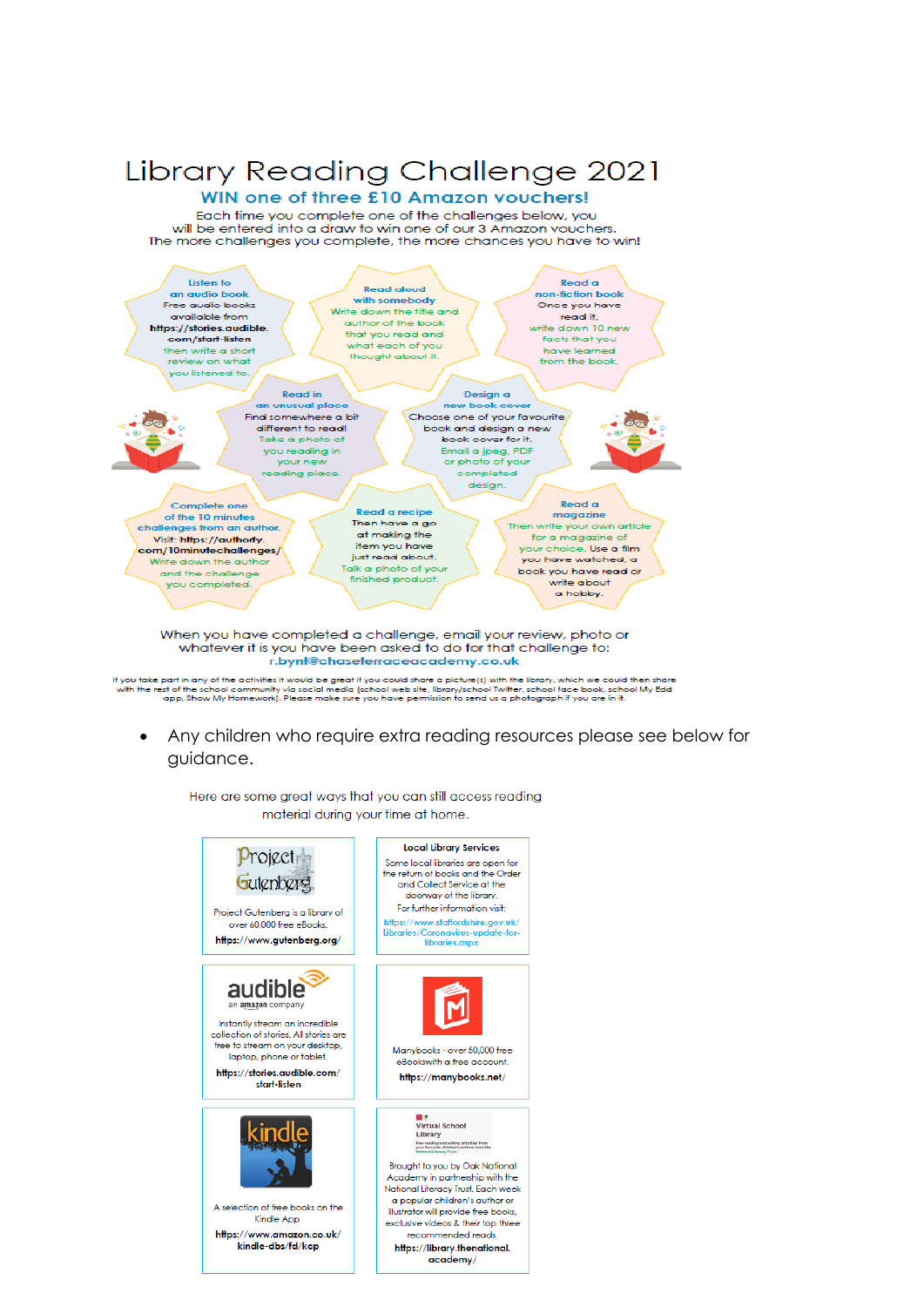# Library Reading Challenge 2021

## WIN one of three £10 Amazon vouchers!

Each time you complete one of the challenges below, you will be entered into a draw to win one of our 3 Amazon vouchers. The more challenges you complete, the more chances you have to win!

**Listen to an audio book**
Free audio books available from **https://stories.audible.com/start-listen** then write a short review on what you listened to.

**Read aloud with somebody**
Write down the title and author of the book that you read and what each of you thought about it.

**Read a non-fiction book**
Once you have read it, write down 10 new facts that you have learned from the book.

**Read in an unusual place**
Find somewhere a bit different to read! Take a photo of you reading in your new reading place.

**Design a new book cover**
Choose one of your favourite book and design a new book cover for it. Email a jpeg, PDF or photo of your completed design.

**Complete one of the 10 minutes challenges from an author.**
Visit: **https://authorfy.com/10minutechallenges/**
Write down the author and the challenge you completed.

**Read a recipe**
Then have a go at making the item you have just read about. Take a photo of your finished product.

**Read a magazine**
Then write your own article for a magazine of your choice. Use a film you have watched, a book you have read or write about a hobby.

When you have completed a challenge, email your review, photo or whatever it is you have been asked to do for that challenge to:
**r.bynt@chaseterraceacademy.co.uk**

If you take part in any of the activities it would be great if you could share a picture(s) with the library, which we could then share with the rest of the school community via social media (school web site, library/school Twitter, school face book, school My Edd app, Show My Homework). Please make sure you have permission to send us a photograph if you are in it.

- Any children who require extra reading resources please see below for guidance.

Here are some great ways that you can still access reading material during your time at home.

| | |
|---|---|
| **Project Gutenberg** — Project Gutenberg is a library of over 60,000 free eBooks. **https://www.gutenberg.org/** | **Local Library Services** — Some local libraries are open for the return of books and the Order and Collect Service at the doorway of the library. For further information visit: https://www.staffordshire.gov.uk/Libraries/Coronavirus-update-for-libraries.aspx |
| **audible** an amazon company — Instantly stream an incredible collection of stories. All stories are free to stream on your desktop, laptop, phone or tablet. **https://stories.audible.com/start-listen** | Manybooks - over 50,000 free eBooks with a free account. **https://manybooks.net/** |
| **kindle** — A selection of free books on the Kindle App **https://www.amazon.co.uk/kindle-dbs/fd/kcp** | **Virtual School Library** — Brought to you by Oak National Academy in partnership with the National Literacy Trust. Each week a popular children's author or illustrator will provide free books, exclusive videos & their top three recommended reads. **https://library.thenational.academy/** |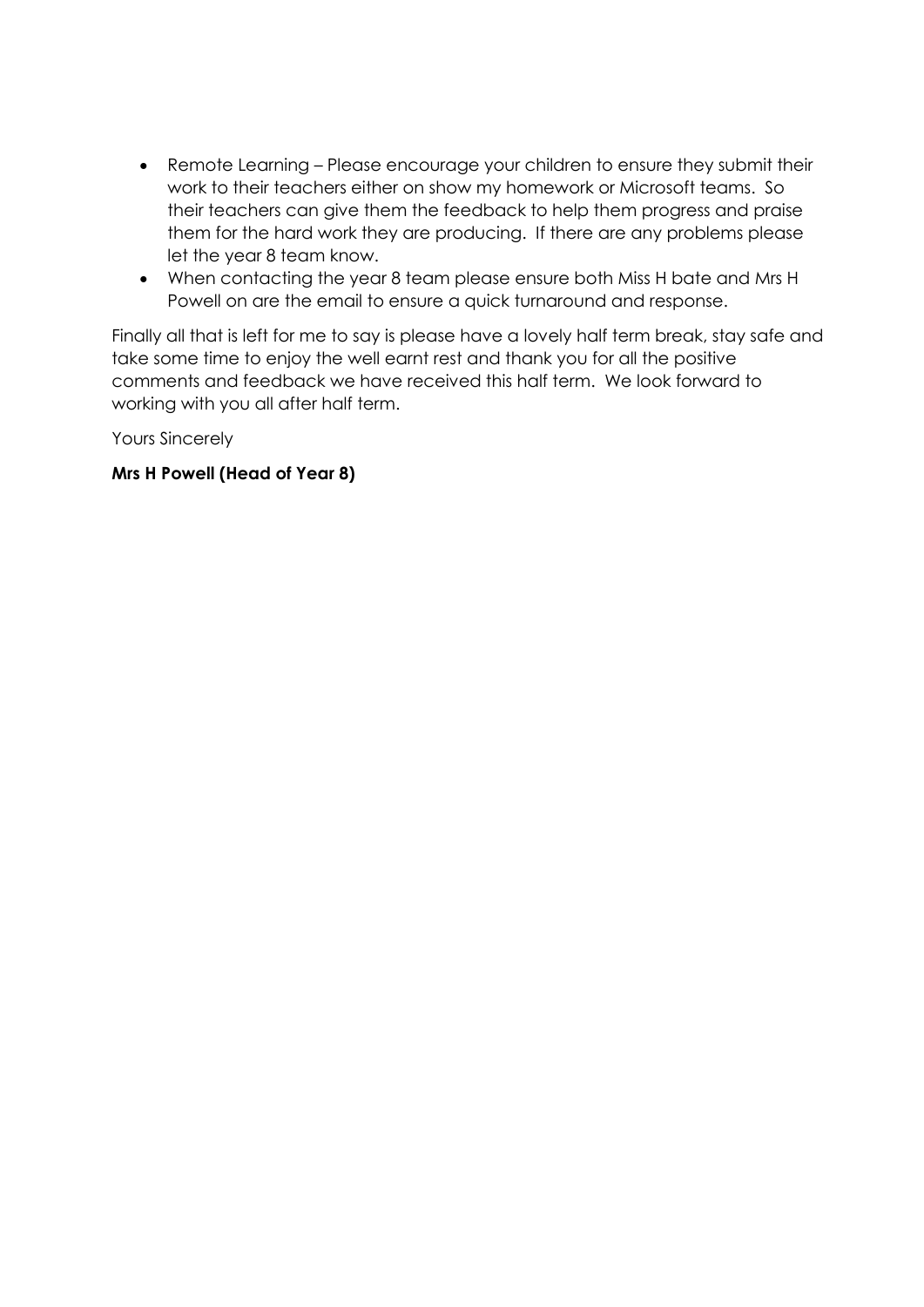- Remote Learning – Please encourage your children to ensure they submit their work to their teachers either on show my homework or Microsoft teams. So their teachers can give them the feedback to help them progress and praise them for the hard work they are producing. If there are any problems please let the year 8 team know.
- When contacting the year 8 team please ensure both Miss H bate and Mrs H Powell on are the email to ensure a quick turnaround and response.

Finally all that is left for me to say is please have a lovely half term break, stay safe and take some time to enjoy the well earnt rest and thank you for all the positive comments and feedback we have received this half term. We look forward to working with you all after half term.

Yours Sincerely

**Mrs H Powell (Head of Year 8)**